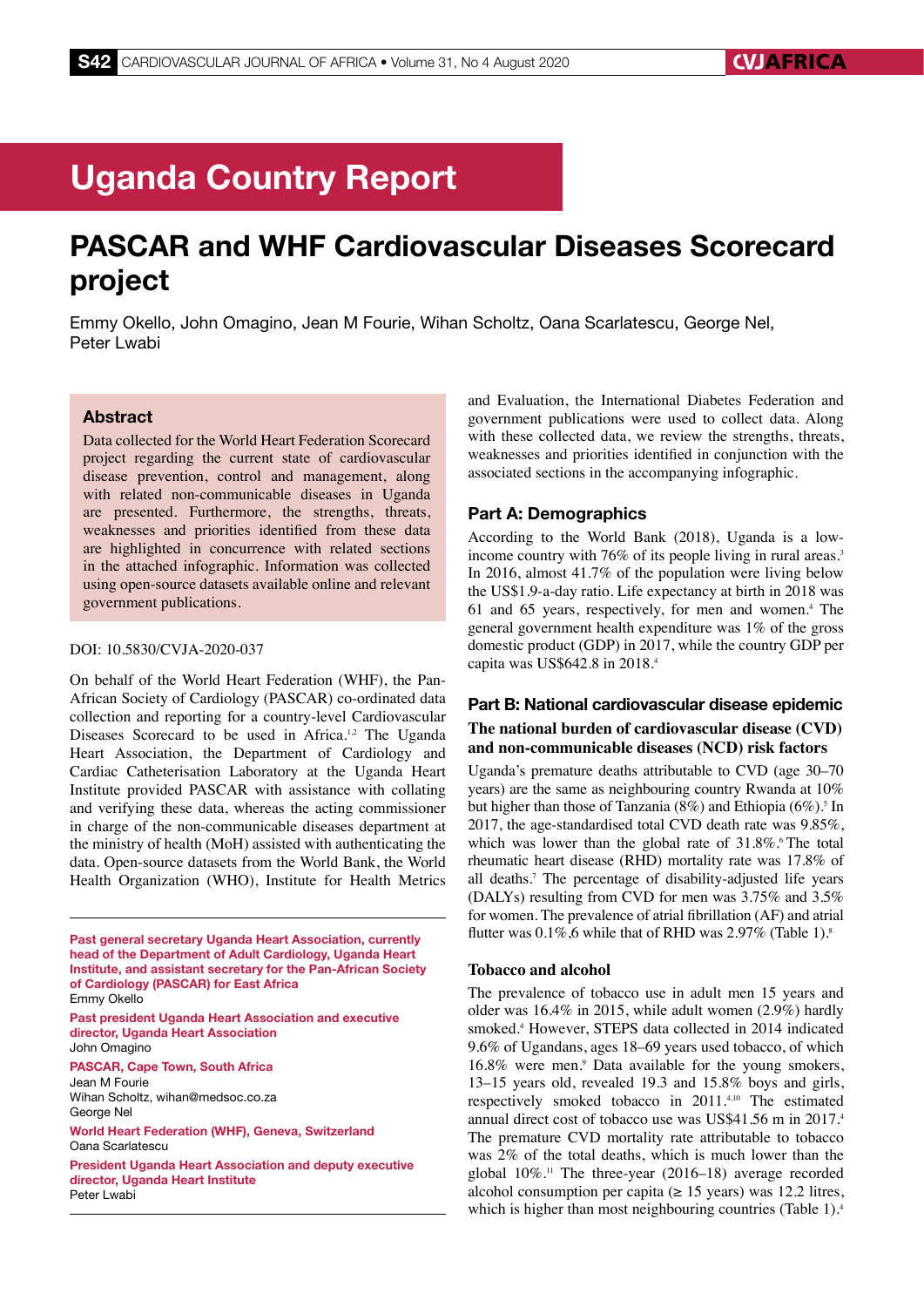# Uganda Country Report

# PASCAR and WHF Cardiovascular Diseases Scorecard project

Emmy Okello, John Omagino, Jean M Fourie, Wihan Scholtz, Oana Scarlatescu, George Nel, Peter Lwabi

## Abstract

Data collected for the World Heart Federation Scorecard project regarding the current state of cardiovascular disease prevention, control and management, along with related non-communicable diseases in Uganda are presented. Furthermore, the strengths, threats, weaknesses and priorities identified from these data are highlighted in concurrence with related sections in the attached infographic. Information was collected using open-source datasets available online and relevant government publications.

DOI: 10.5830/CVJA-2020-037

On behalf of the World Heart Federation (WHF), the Pan-African Society of Cardiology (PASCAR) co-ordinated data collection and reporting for a country-level Cardiovascular Diseases Scorecard to be used in Africa.[1,2] The Uganda Heart Association, the Department of Cardiology and Cardiac Catheterisation Laboratory at the Uganda Heart Institute provided PASCAR with assistance with collating and verifying these data, whereas the acting commissioner in charge of the non-communicable diseases department at the ministry of health (MoH) assisted with authenticating the data. Open-source datasets from the World Bank, the World Health Organization (WHO), Institute for Health Metrics and Evaluation, the International Diabetes Federation and government publications were used to collect data. Along with these collected data, we review the strengths, threats, weaknesses and priorities identified in conjunction with the associated sections in the accompanying infographic.

**Past general secretary Uganda Heart Association, currently head of the Department of Adult Cardiology, Uganda Heart Institute, and assistant secretary for the Pan-African Society of Cardiology (PASCAR) for East Africa**
Emmy Okello

**Past president Uganda Heart Association and executive director, Uganda Heart Association**
John Omagino

**PASCAR, Cape Town, South Africa**
Jean M Fourie
Wihan Scholtz, wihan@medsoc.co.za
George Nel

**World Heart Federation (WHF), Geneva, Switzerland**
Oana Scarlatescu

**President Uganda Heart Association and deputy executive director, Uganda Heart Institute**
Peter Lwabi

## Part A: Demographics

According to the World Bank (2018), Uganda is a low-income country with 76% of its people living in rural areas.[3] In 2016, almost 41.7% of the population were living below the US$1.9-a-day ratio. Life expectancy at birth in 2018 was 61 and 65 years, respectively, for men and women.[4] The general government health expenditure was 1% of the gross domestic product (GDP) in 2017, while the country GDP per capita was US$642.8 in 2018.[4]

## Part B: National cardiovascular disease epidemic

### The national burden of cardiovascular disease (CVD) and non-communicable diseases (NCD) risk factors

Uganda's premature deaths attributable to CVD (age 30–70 years) are the same as neighbouring country Rwanda at 10% but higher than those of Tanzania (8%) and Ethiopia (6%).[5] In 2017, the age-standardised total CVD death rate was 9.85%, which was lower than the global rate of 31.8%.[6] The total rheumatic heart disease (RHD) mortality rate was 17.8% of all deaths.[7] The percentage of disability-adjusted life years (DALYs) resulting from CVD for men was 3.75% and 3.5% for women. The prevalence of atrial fibrillation (AF) and atrial flutter was 0.1%,6 while that of RHD was 2.97% (Table 1).[8]

### Tobacco and alcohol

The prevalence of tobacco use in adult men 15 years and older was 16.4% in 2015, while adult women (2.9%) hardly smoked.[4] However, STEPS data collected in 2014 indicated 9.6% of Ugandans, ages 18–69 years used tobacco, of which 16.8% were men.[9] Data available for the young smokers, 13–15 years old, revealed 19.3 and 15.8% boys and girls, respectively smoked tobacco in 2011.[4,10] The estimated annual direct cost of tobacco use was US$41.56 m in 2017.[4] The premature CVD mortality rate attributable to tobacco was 2% of the total deaths, which is much lower than the global 10%.[11] The three-year (2016–18) average recorded alcohol consumption per capita (≥ 15 years) was 12.2 litres, which is higher than most neighbouring countries (Table 1).[4]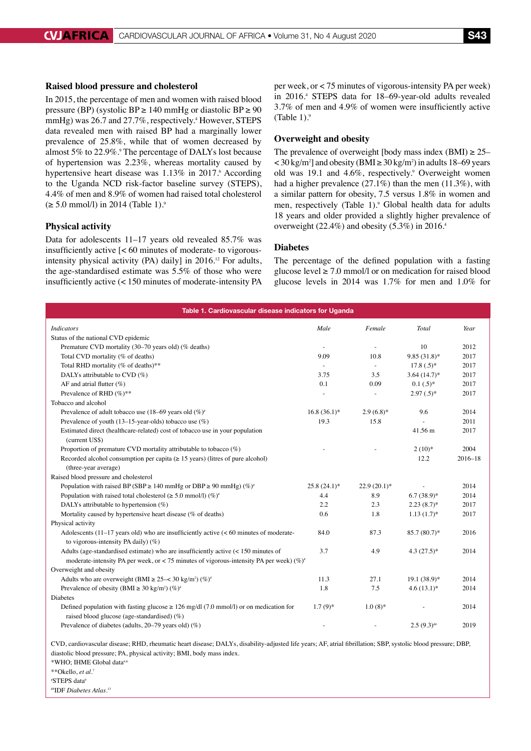### Raised blood pressure and cholesterol

In 2015, the percentage of men and women with raised blood pressure (BP) (systolic BP ≥ 140 mmHg or diastolic BP ≥ 90 mmHg) was 26.7 and 27.7%, respectively.[4] However, STEPS data revealed men with raised BP had a marginally lower prevalence of 25.8%, while that of women decreased by almost 5% to 22.9%.[9] The percentage of DALYs lost because of hypertension was 2.23%, whereas mortality caused by hypertensive heart disease was 1.13% in 2017.[6] According to the Uganda NCD risk-factor baseline survey (STEPS), 4.4% of men and 8.9% of women had raised total cholesterol (≥ 5.0 mmol/l) in 2014 (Table 1).[9]

### Physical activity

Data for adolescents 11–17 years old revealed 85.7% was insufficiently active [< 60 minutes of moderate- to vigorous-intensity physical activity (PA) daily] in 2016.[12] For adults, the age-standardised estimate was 5.5% of those who were insufficiently active (< 150 minutes of moderate-intensity PA per week, or < 75 minutes of vigorous-intensity PA per week) in 2016.[4] STEPS data for 18–69-year-old adults revealed 3.7% of men and 4.9% of women were insufficiently active (Table 1).[9]

### Overweight and obesity

The prevalence of overweight [body mass index (BMI) ≥ 25–< 30 kg/m$^2$] and obesity (BMI ≥ 30 kg/m$^2$) in adults 18–69 years old was 19.1 and 4.6%, respectively.[9] Overweight women had a higher prevalence (27.1%) than the men (11.3%), with a similar pattern for obesity, 7.5 versus 1.8% in women and men, respectively (Table 1).[9] Global health data for adults 18 years and older provided a slightly higher prevalence of overweight (22.4%) and obesity (5.3%) in 2016.[4]

### Diabetes

The percentage of the defined population with a fasting glucose level ≥ 7.0 mmol/l or on medication for raised blood glucose levels in 2014 was 1.7% for men and 1.0% for

**Table 1. Cardiovascular disease indicators for Uganda**

| *Indicators* | *Male* | *Female* | *Total* | *Year* |
|---|---|---|---|---|
| Status of the national CVD epidemic | | | | |
| Premature CVD mortality (30–70 years old) (% deaths) | - | - | 10 | 2012 |
| Total CVD mortality (% of deaths) | 9.09 | 10.8 | 9.85 (31.8)* | 2017 |
| Total RHD mortality (% of deaths)** | - | - | 17.8 (.5)* | 2017 |
| DALYs attributable to CVD (%) | 3.75 | 3.5 | 3.64 (14.7)* | 2017 |
| AF and atrial flutter (%) | 0.1 | 0.09 | 0.1 (.5)* | 2017 |
| Prevalence of RHD (%)** | - | - | 2.97 (.5)* | 2017 |
| Tobacco and alcohol | | | | |
| Prevalence of adult tobacco use (18–69 years old (%)[#] | 16.8 (36.1)* | 2.9 (6.8)* | 9.6 | 2014 |
| Prevalence of youth (13–15-year-olds) tobacco use (%) | 19.3 | 15.8 | - | 2011 |
| Estimated direct (healthcare-related) cost of tobacco use in your population (current US$) | | | 41.56 m | 2017 |
| Proportion of premature CVD mortality attributable to tobacco (%) | - | - | 2 (10)* | 2004 |
| Recorded alcohol consumption per capita (≥ 15 years) (litres of pure alcohol) (three-year average) | | | 12.2 | 2016–18 |
| Raised blood pressure and cholesterol | | | | |
| Population with raised BP (SBP ≥ 140 mmHg or DBP ≥ 90 mmHg) (%)[#] | 25.8 (24.1)* | 22.9 (20.1)* | - | 2014 |
| Population with raised total cholesterol (≥ 5.0 mmol/l) (%)[#] | 4.4 | 8.9 | 6.7 (38.9)* | 2014 |
| DALYs attributable to hypertension (%) | 2.2 | 2.3 | 2.23 (8.7)* | 2017 |
| Mortality caused by hypertensive heart disease (% of deaths) | 0.6 | 1.8 | 1.13 (1.7)* | 2017 |
| Physical activity | | | | |
| Adolescents (11–17 years old) who are insufficiently active (< 60 minutes of moderate- to vigorous-intensity PA daily) (%) | 84.0 | 87.3 | 85.7 (80.7)* | 2016 |
| Adults (age-standardised estimate) who are insufficiently active (< 150 minutes of moderate-intensity PA per week, or < 75 minutes of vigorous-intensity PA per week) (%)[#] | 3.7 | 4.9 | 4.3 (27.5)* | 2014 |
| Overweight and obesity | | | | |
| Adults who are overweight (BMI ≥ 25–< 30 kg/m$^2$) (%)[#] | 11.3 | 27.1 | 19.1 (38.9)* | 2014 |
| Prevalence of obesity (BMI ≥ 30 kg/m$^2$) (%)[#] | 1.8 | 7.5 | 4.6 (13.1)* | 2014 |
| Diabetes | | | | |
| Defined population with fasting glucose ≥ 126 mg/dl (7.0 mmol/l) or on medication for raised blood glucose (age-standardised) (%) | 1.7 (9)* | 1.0 (8)* | - | 2014 |
| Prevalence of diabetes (adults, 20–79 years old) (%) | - | - | 2.5 (9.3)[##] | 2019 |

CVD, cardiovascular disease; RHD, rheumatic heart disease; DALYs, disability-adjusted life years; AF, atrial fibrillation; SBP, systolic blood pressure; DBP, diastolic blood pressure; PA, physical activity; BMI, body mass index.
*WHO; IHME Global data[4,6]
**Okello, *et al*.[7]
[#]STEPS data[9]
[##]IDF *Diabetes Atlas*.[13]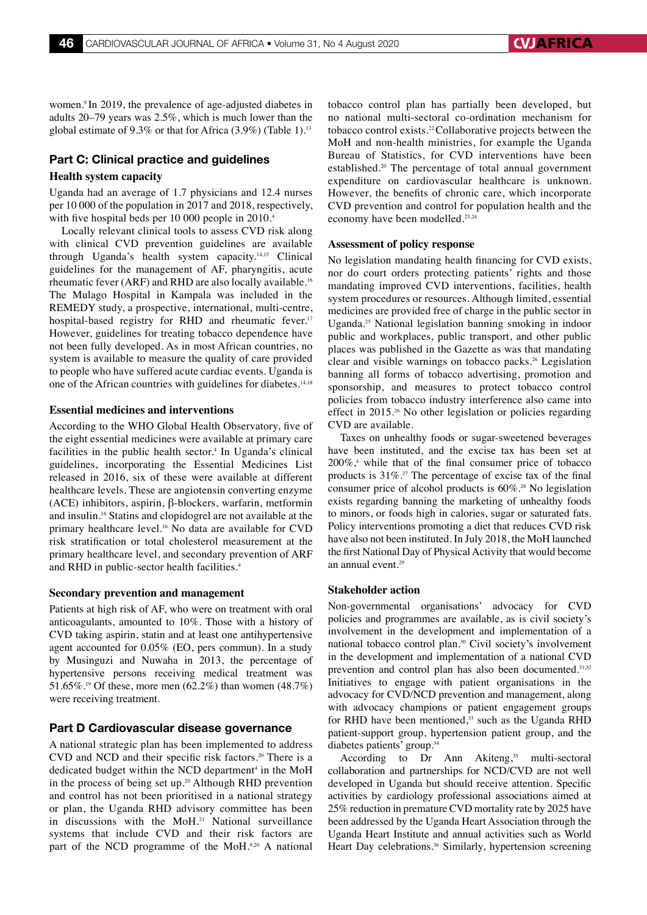women.[9] In 2019, the prevalence of age-adjusted diabetes in adults 20–79 years was 2.5%, which is much lower than the global estimate of 9.3% or that for Africa (3.9%) (Table 1).[13]

## Part C: Clinical practice and guidelines

### Health system capacity

Uganda had an average of 1.7 physicians and 12.4 nurses per 10 000 of the population in 2017 and 2018, respectively, with five hospital beds per 10 000 people in 2010.[4]

Locally relevant clinical tools to assess CVD risk along with clinical CVD prevention guidelines are available through Uganda's health system capacity.[14,15] Clinical guidelines for the management of AF, pharyngitis, acute rheumatic fever (ARF) and RHD are also locally available.[16] The Mulago Hospital in Kampala was included in the REMEDY study, a prospective, international, multi-centre, hospital-based registry for RHD and rheumatic fever.[17] However, guidelines for treating tobacco dependence have not been fully developed. As in most African countries, no system is available to measure the quality of care provided to people who have suffered acute cardiac events. Uganda is one of the African countries with guidelines for diabetes.[14,18]

### Essential medicines and interventions

According to the WHO Global Health Observatory, five of the eight essential medicines were available at primary care facilities in the public health sector.[4] In Uganda's clinical guidelines, incorporating the Essential Medicines List released in 2016, six of these were available at different healthcare levels. These are angiotensin converting enzyme (ACE) inhibitors, aspirin, β-blockers, warfarin, metformin and insulin.[16] Statins and clopidogrel are not available at the primary healthcare level.[16] No data are available for CVD risk stratification or total cholesterol measurement at the primary healthcare level, and secondary prevention of ARF and RHD in public-sector health facilities.[4]

### Secondary prevention and management

Patients at high risk of AF, who were on treatment with oral anticoagulants, amounted to 10%. Those with a history of CVD taking aspirin, statin and at least one antihypertensive agent accounted for 0.05% (EO, pers commun). In a study by Musinguzi and Nuwaha in 2013, the percentage of hypertensive persons receiving medical treatment was 51.65%.[19] Of these, more men (62.2%) than women (48.7%) were receiving treatment.

## Part D Cardiovascular disease governance

A national strategic plan has been implemented to address CVD and NCD and their specific risk factors.[20] There is a dedicated budget within the NCD department[4] in the MoH in the process of being set up.[20] Although RHD prevention and control has not been prioritised in a national strategy or plan, the Uganda RHD advisory committee has been in discussions with the MoH.[21] National surveillance systems that include CVD and their risk factors are part of the NCD programme of the MoH.[9,20] A national tobacco control plan has partially been developed, but no national multi-sectoral co-ordination mechanism for tobacco control exists.[22] Collaborative projects between the MoH and non-health ministries, for example the Uganda Bureau of Statistics, for CVD interventions have been established.[20] The percentage of total annual government expenditure on cardiovascular healthcare is unknown. However, the benefits of chronic care, which incorporate CVD prevention and control for population health and the economy have been modelled.[23,24]

### Assessment of policy response

No legislation mandating health financing for CVD exists, nor do court orders protecting patients' rights and those mandating improved CVD interventions, facilities, health system procedures or resources. Although limited, essential medicines are provided free of charge in the public sector in Uganda.[25] National legislation banning smoking in indoor public and workplaces, public transport, and other public places was published in the Gazette as was that mandating clear and visible warnings on tobacco packs.[26] Legislation banning all forms of tobacco advertising, promotion and sponsorship, and measures to protect tobacco control policies from tobacco industry interference also came into effect in 2015.[26] No other legislation or policies regarding CVD are available.

Taxes on unhealthy foods or sugar-sweetened beverages have been instituted, and the excise tax has been set at 200%,[4] while that of the final consumer price of tobacco products is 31%.[27] The percentage of excise tax of the final consumer price of alcohol products is 60%.[28] No legislation exists regarding banning the marketing of unhealthy foods to minors, or foods high in calories, sugar or saturated fats. Policy interventions promoting a diet that reduces CVD risk have also not been instituted. In July 2018, the MoH launched the first National Day of Physical Activity that would become an annual event.[29]

### Stakeholder action

Non-governmental organisations' advocacy for CVD policies and programmes are available, as is civil society's involvement in the development and implementation of a national tobacco control plan.[30] Civil society's involvement in the development and implementation of a national CVD prevention and control plan has also been documented.[31,32] Initiatives to engage with patient organisations in the advocacy for CVD/NCD prevention and management, along with advocacy champions or patient engagement groups for RHD have been mentioned,[33] such as the Uganda RHD patient-support group, hypertension patient group, and the diabetes patients' group.[34]

According to Dr Ann Akiteng,[35] multi-sectoral collaboration and partnerships for NCD/CVD are not well developed in Uganda but should receive attention. Specific activities by cardiology professional associations aimed at 25% reduction in premature CVD mortality rate by 2025 have been addressed by the Uganda Heart Association through the Uganda Heart Institute and annual activities such as World Heart Day celebrations.[36] Similarly, hypertension screening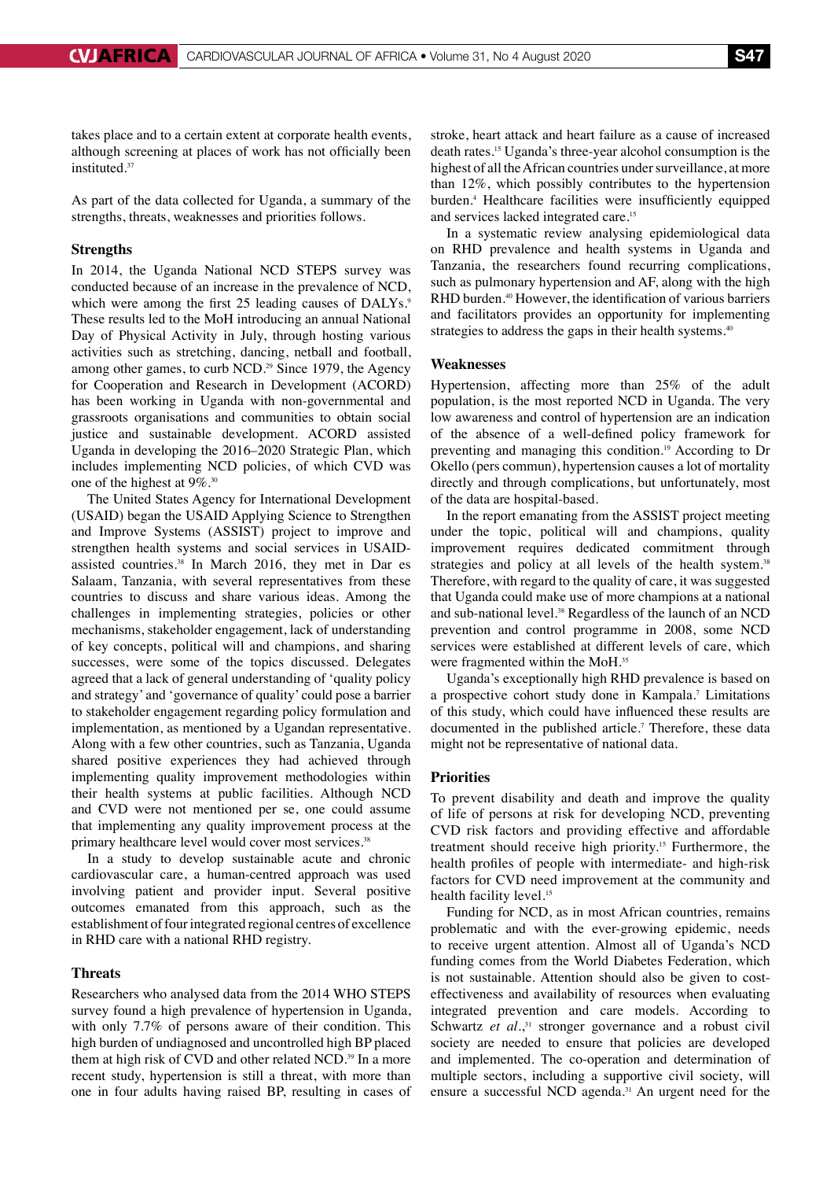takes place and to a certain extent at corporate health events, although screening at places of work has not officially been instituted.[37]

As part of the data collected for Uganda, a summary of the strengths, threats, weaknesses and priorities follows.

### Strengths

In 2014, the Uganda National NCD STEPS survey was conducted because of an increase in the prevalence of NCD, which were among the first 25 leading causes of DALYs.[9] These results led to the MoH introducing an annual National Day of Physical Activity in July, through hosting various activities such as stretching, dancing, netball and football, among other games, to curb NCD.[29] Since 1979, the Agency for Cooperation and Research in Development (ACORD) has been working in Uganda with non-governmental and grassroots organisations and communities to obtain social justice and sustainable development. ACORD assisted Uganda in developing the 2016–2020 Strategic Plan, which includes implementing NCD policies, of which CVD was one of the highest at 9%.[30]

The United States Agency for International Development (USAID) began the USAID Applying Science to Strengthen and Improve Systems (ASSIST) project to improve and strengthen health systems and social services in USAID-assisted countries.[38] In March 2016, they met in Dar es Salaam, Tanzania, with several representatives from these countries to discuss and share various ideas. Among the challenges in implementing strategies, policies or other mechanisms, stakeholder engagement, lack of understanding of key concepts, political will and champions, and sharing successes, were some of the topics discussed. Delegates agreed that a lack of general understanding of 'quality policy and strategy' and 'governance of quality' could pose a barrier to stakeholder engagement regarding policy formulation and implementation, as mentioned by a Ugandan representative. Along with a few other countries, such as Tanzania, Uganda shared positive experiences they had achieved through implementing quality improvement methodologies within their health systems at public facilities. Although NCD and CVD were not mentioned per se, one could assume that implementing any quality improvement process at the primary healthcare level would cover most services.[38]

In a study to develop sustainable acute and chronic cardiovascular care, a human-centred approach was used involving patient and provider input. Several positive outcomes emanated from this approach, such as the establishment of four integrated regional centres of excellence in RHD care with a national RHD registry.

### Threats

Researchers who analysed data from the 2014 WHO STEPS survey found a high prevalence of hypertension in Uganda, with only 7.7% of persons aware of their condition. This high burden of undiagnosed and uncontrolled high BP placed them at high risk of CVD and other related NCD.[39] In a more recent study, hypertension is still a threat, with more than one in four adults having raised BP, resulting in cases of stroke, heart attack and heart failure as a cause of increased death rates.[15] Uganda's three-year alcohol consumption is the highest of all the African countries under surveillance, at more than 12%, which possibly contributes to the hypertension burden.[4] Healthcare facilities were insufficiently equipped and services lacked integrated care.[15]

In a systematic review analysing epidemiological data on RHD prevalence and health systems in Uganda and Tanzania, the researchers found recurring complications, such as pulmonary hypertension and AF, along with the high RHD burden.[40] However, the identification of various barriers and facilitators provides an opportunity for implementing strategies to address the gaps in their health systems.[40]

### Weaknesses

Hypertension, affecting more than 25% of the adult population, is the most reported NCD in Uganda. The very low awareness and control of hypertension are an indication of the absence of a well-defined policy framework for preventing and managing this condition.[19] According to Dr Okello (pers commun), hypertension causes a lot of mortality directly and through complications, but unfortunately, most of the data are hospital-based.

In the report emanating from the ASSIST project meeting under the topic, political will and champions, quality improvement requires dedicated commitment through strategies and policy at all levels of the health system.[38] Therefore, with regard to the quality of care, it was suggested that Uganda could make use of more champions at a national and sub-national level.[38] Regardless of the launch of an NCD prevention and control programme in 2008, some NCD services were established at different levels of care, which were fragmented within the MoH.[35]

Uganda's exceptionally high RHD prevalence is based on a prospective cohort study done in Kampala.[7] Limitations of this study, which could have influenced these results are documented in the published article.[7] Therefore, these data might not be representative of national data.

### Priorities

To prevent disability and death and improve the quality of life of persons at risk for developing NCD, preventing CVD risk factors and providing effective and affordable treatment should receive high priority.[15] Furthermore, the health profiles of people with intermediate- and high-risk factors for CVD need improvement at the community and health facility level.[15]

Funding for NCD, as in most African countries, remains problematic and with the ever-growing epidemic, needs to receive urgent attention. Almost all of Uganda's NCD funding comes from the World Diabetes Federation, which is not sustainable. Attention should also be given to cost-effectiveness and availability of resources when evaluating integrated prevention and care models. According to Schwartz *et al.*,[31] stronger governance and a robust civil society are needed to ensure that policies are developed and implemented. The co-operation and determination of multiple sectors, including a supportive civil society, will ensure a successful NCD agenda.[31] An urgent need for the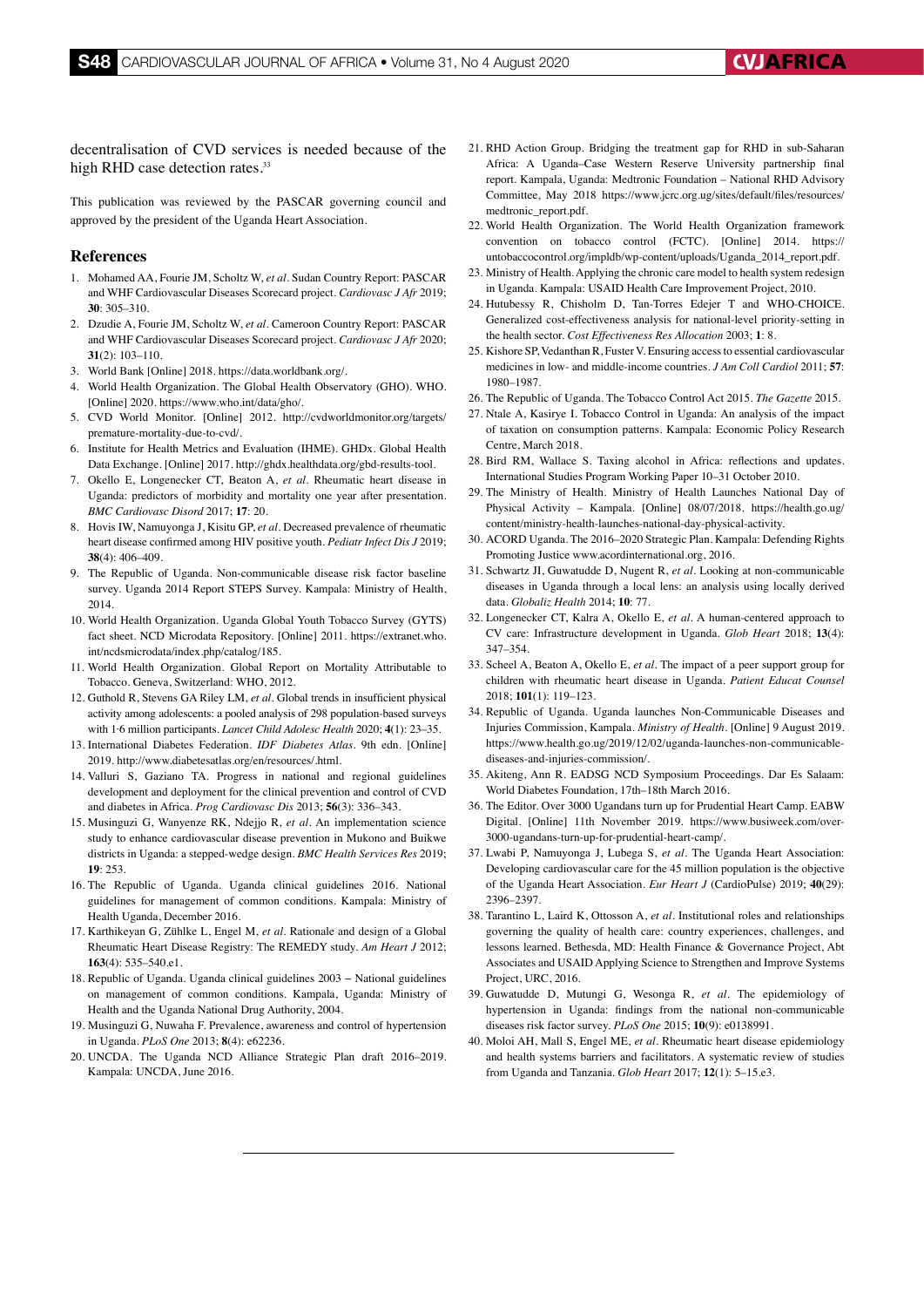decentralisation of CVD services is needed because of the high RHD case detection rates.[33]

This publication was reviewed by the PASCAR governing council and approved by the president of the Uganda Heart Association.

## References

1. Mohamed AA, Fourie JM, Scholtz W, *et al*. Sudan Country Report: PASCAR and WHF Cardiovascular Diseases Scorecard project. *Cardiovasc J Afr* 2019; **30**: 305–310.
2. Dzudie A, Fourie JM, Scholtz W, *et al*. Cameroon Country Report: PASCAR and WHF Cardiovascular Diseases Scorecard project. *Cardiovasc J Afr* 2020; **31**(2): 103–110.
3. World Bank [Online] 2018. https://data.worldbank.org/.
4. World Health Organization. The Global Health Observatory (GHO). WHO. [Online] 2020. https://www.who.int/data/gho/.
5. CVD World Monitor. [Online] 2012. http://cvdworldmonitor.org/targets/premature-mortality-due-to-cvd/.
6. Institute for Health Metrics and Evaluation (IHME). GHDx. Global Health Data Exchange. [Online] 2017. http://ghdx.healthdata.org/gbd-results-tool.
7. Okello E, Longenecker CT, Beaton A, *et al*. Rheumatic heart disease in Uganda: predictors of morbidity and mortality one year after presentation. *BMC Cardiovasc Disord* 2017; **17**: 20.
8. Hovis IW, Namuyonga J, Kisitu GP, *et al*. Decreased prevalence of rheumatic heart disease confirmed among HIV positive youth. *Pediatr Infect Dis J* 2019; **38**(4): 406–409.
9. The Republic of Uganda. Non-communicable disease risk factor baseline survey. Uganda 2014 Report STEPS Survey. Kampala: Ministry of Health, 2014.
10. World Health Organization. Uganda Global Youth Tobacco Survey (GYTS) fact sheet. NCD Microdata Repository. [Online] 2011. https://extranet.who.int/ncdsmicrodata/index.php/catalog/185.
11. World Health Organization. Global Report on Mortality Attributable to Tobacco. Geneva, Switzerland: WHO, 2012.
12. Guthold R, Stevens GA Riley LM, *et al*. Global trends in insufficient physical activity among adolescents: a pooled analysis of 298 population-based surveys with 1·6 million participants. *Lancet Child Adolesc Health* 2020; **4**(1): 23–35.
13. International Diabetes Federation. *IDF Diabetes Atlas*. 9th edn. [Online] 2019. http://www.diabetesatlas.org/en/resources/.html.
14. Valluri S, Gaziano TA. Progress in national and regional guidelines development and deployment for the clinical prevention and control of CVD and diabetes in Africa. *Prog Cardiovasc Dis* 2013; **56**(3): 336–343.
15. Musinguzi G, Wanyenze RK, Ndejjo R, *et al*. An implementation science study to enhance cardiovascular disease prevention in Mukono and Buikwe districts in Uganda: a stepped-wedge design. *BMC Health Services Res* 2019; **19**: 253.
16. The Republic of Uganda. Uganda clinical guidelines 2016. National guidelines for management of common conditions. Kampala: Ministry of Health Uganda, December 2016.
17. Karthikeyan G, Zühlke L, Engel M, *et al*. Rationale and design of a Global Rheumatic Heart Disease Registry: The REMEDY study. *Am Heart J* 2012; **163**(4): 535–540.e1.
18. Republic of Uganda. Uganda clinical guidelines 2003 – National guidelines on management of common conditions. Kampala, Uganda: Ministry of Health and the Uganda National Drug Authority, 2004.
19. Musinguzi G, Nuwaha F. Prevalence, awareness and control of hypertension in Uganda. *PLoS One* 2013; **8**(4): e62236.
20. UNCDA. The Uganda NCD Alliance Strategic Plan draft 2016–2019. Kampala: UNCDA, June 2016.
21. RHD Action Group. Bridging the treatment gap for RHD in sub-Saharan Africa: A Uganda–Case Western Reserve University partnership final report. Kampala, Uganda: Medtronic Foundation – National RHD Advisory Committee, May 2018 https://www.jcrc.org.ug/sites/default/files/resources/medtronic_report.pdf.
22. World Health Organization. The World Health Organization framework convention on tobacco control (FCTC). [Online] 2014. https://untobaccocontrol.org/impldb/wp-content/uploads/Uganda_2014_report.pdf.
23. Ministry of Health. Applying the chronic care model to health system redesign in Uganda. Kampala: USAID Health Care Improvement Project, 2010.
24. Hutubessy R, Chisholm D, Tan-Torres Edejer T and WHO-CHOICE. Generalized cost-effectiveness analysis for national-level priority-setting in the health sector. *Cost Effectiveness Res Allocation* 2003; **1**: 8.
25. Kishore SP, Vedanthan R, Fuster V. Ensuring access to essential cardiovascular medicines in low- and middle-income countries. *J Am Coll Cardiol* 2011; **57**: 1980–1987.
26. The Republic of Uganda. The Tobacco Control Act 2015. *The Gazette* 2015.
27. Ntale A, Kasirye I. Tobacco Control in Uganda: An analysis of the impact of taxation on consumption patterns. Kampala: Economic Policy Research Centre, March 2018.
28. Bird RM, Wallace S. Taxing alcohol in Africa: reflections and updates. International Studies Program Working Paper 10–31 October 2010.
29. The Ministry of Health. Ministry of Health Launches National Day of Physical Activity – Kampala. [Online] 08/07/2018. https://health.go.ug/content/ministry-health-launches-national-day-physical-activity.
30. ACORD Uganda. The 2016–2020 Strategic Plan. Kampala: Defending Rights Promoting Justice www.acordinternational.org, 2016.
31. Schwartz JI, Guwatudde D, Nugent R, *et al*. Looking at non-communicable diseases in Uganda through a local lens: an analysis using locally derived data. *Globaliz Health* 2014; **10**: 77.
32. Longenecker CT, Kalra A, Okello E, *et al*. A human-centered approach to CV care: Infrastructure development in Uganda. *Glob Heart* 2018; **13**(4): 347–354.
33. Scheel A, Beaton A, Okello E, *et al*. The impact of a peer support group for children with rheumatic heart disease in Uganda. *Patient Educat Counsel* 2018; **101**(1): 119–123.
34. Republic of Uganda. Uganda launches Non-Communicable Diseases and Injuries Commission, Kampala. *Ministry of Health*. [Online] 9 August 2019. https://www.health.go.ug/2019/12/02/uganda-launches-non-communicable-diseases-and-injuries-commission/.
35. Akiteng, Ann R. EADSG NCD Symposium Proceedings. Dar Es Salaam: World Diabetes Foundation, 17th–18th March 2016.
36. The Editor. Over 3000 Ugandans turn up for Prudential Heart Camp. EABW Digital. [Online] 11th November 2019. https://www.busiweek.com/over-3000-ugandans-turn-up-for-prudential-heart-camp/.
37. Lwabi P, Namuyonga J, Lubega S, *et al*. The Uganda Heart Association: Developing cardiovascular care for the 45 million population is the objective of the Uganda Heart Association. *Eur Heart J* (CardioPulse) 2019; **40**(29): 2396–2397.
38. Tarantino L, Laird K, Ottosson A, *et al*. Institutional roles and relationships governing the quality of health care: country experiences, challenges, and lessons learned. Bethesda, MD: Health Finance & Governance Project, Abt Associates and USAID Applying Science to Strengthen and Improve Systems Project, URC, 2016.
39. Guwatudde D, Mutungi G, Wesonga R, *et al*. The epidemiology of hypertension in Uganda: findings from the national non-communicable diseases risk factor survey. *PLoS One* 2015; **10**(9): e0138991.
40. Moloi AH, Mall S, Engel ME, *et al*. Rheumatic heart disease epidemiology and health systems barriers and facilitators. A systematic review of studies from Uganda and Tanzania. *Glob Heart* 2017; **12**(1): 5–15.e3.